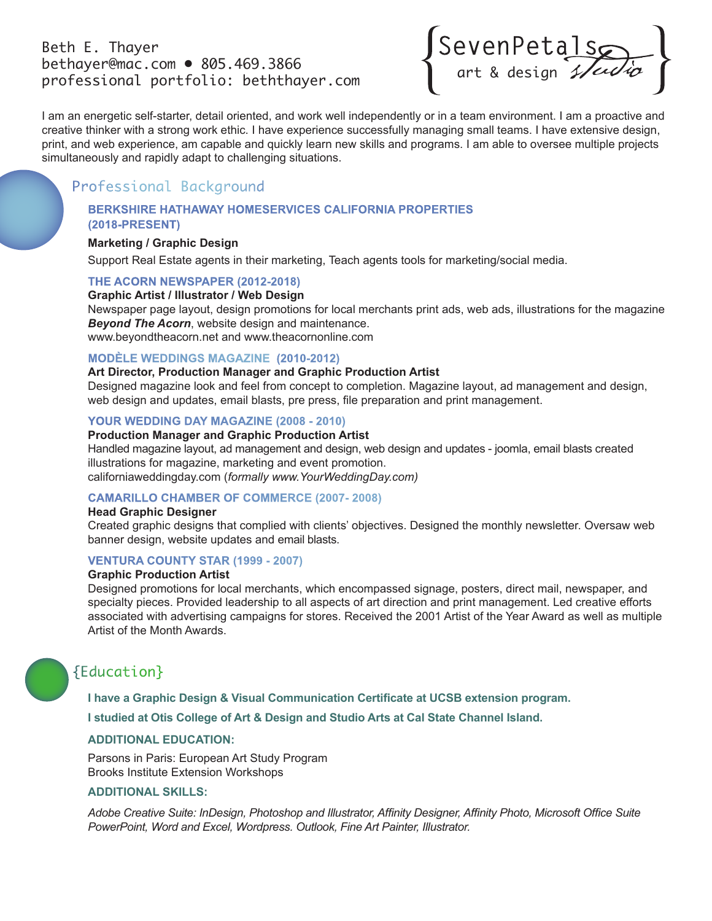Beth E. Thayer
bethayer@mac.com • 805.469.3866
professional portfolio: beththayer.com

{SevenPetals art & design studio}

I am an energetic self-starter, detail oriented, and work well independently or in a team environment. I am a proactive and creative thinker with a strong work ethic. I have experience successfully managing small teams. I have extensive design, print, and web experience, am capable and quickly learn new skills and programs. I am able to oversee multiple projects simultaneously and rapidly adapt to challenging situations.

## Professional Background

### BERKSHIRE HATHAWAY HOMESERVICES CALIFORNIA PROPERTIES (2018-PRESENT)

**Marketing / Graphic Design**

Support Real Estate agents in their marketing, Teach agents tools for marketing/social media.

### THE ACORN NEWSPAPER (2012-2018)

**Graphic Artist / Illustrator / Web Design**

Newspaper page layout, design promotions for local merchants print ads, web ads, illustrations for the magazine ***Beyond The Acorn***, website design and maintenance.
www.beyondtheacorn.net and www.theacornonline.com

### MODÈLE WEDDINGS MAGAZINE (2010-2012)

**Art Director, Production Manager and Graphic Production Artist**

Designed magazine look and feel from concept to completion. Magazine layout, ad management and design, web design and updates, email blasts, pre press, file preparation and print management.

### YOUR WEDDING DAY MAGAZINE (2008 - 2010)

**Production Manager and Graphic Production Artist**

Handled magazine layout, ad management and design, web design and updates - joomla, email blasts created illustrations for magazine, marketing and event promotion.
californiaweddingday.com (*formally www.YourWeddingDay.com)*

### CAMARILLO CHAMBER OF COMMERCE (2007- 2008)

**Head Graphic Designer**

Created graphic designs that complied with clients' objectives. Designed the monthly newsletter. Oversaw web banner design, website updates and email blasts.

### VENTURA COUNTY STAR (1999 - 2007)

**Graphic Production Artist**

Designed promotions for local merchants, which encompassed signage, posters, direct mail, newspaper, and specialty pieces. Provided leadership to all aspects of art direction and print management. Led creative efforts associated with advertising campaigns for stores. Received the 2001 Artist of the Year Award as well as multiple Artist of the Month Awards.

## {Education}

**I have a Graphic Design & Visual Communication Certificate at UCSB extension program.**

**I studied at Otis College of Art & Design and Studio Arts at Cal State Channel Island.**

### ADDITIONAL EDUCATION:

Parsons in Paris: European Art Study Program
Brooks Institute Extension Workshops

### ADDITIONAL SKILLS:

*Adobe Creative Suite: InDesign, Photoshop and Illustrator, Affinity Designer, Affinity Photo, Microsoft Office Suite PowerPoint, Word and Excel, Wordpress. Outlook, Fine Art Painter, Illustrator.*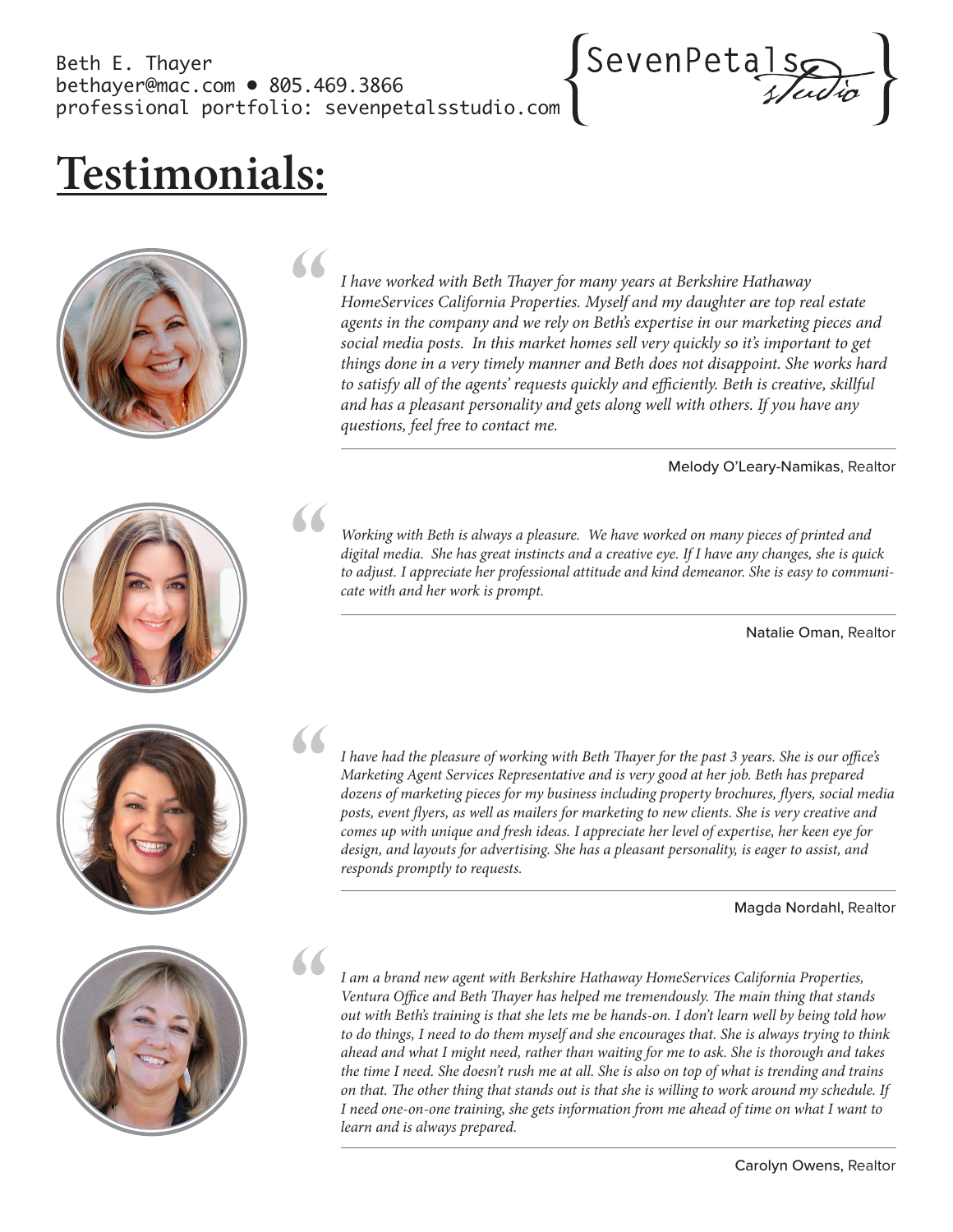Beth E. Thayer
bethayer@mac.com • 805.469.3866
professional portfolio: sevenpetalsstudio.com

{SevenPetals studio}

# Testimonials:

*I have worked with Beth Thayer for many years at Berkshire Hathaway HomeServices California Properties. Myself and my daughter are top real estate agents in the company and we rely on Beth's expertise in our marketing pieces and social media posts. In this market homes sell very quickly so it's important to get things done in a very timely manner and Beth does not disappoint. She works hard to satisfy all of the agents' requests quickly and efficiently. Beth is creative, skillful and has a pleasant personality and gets along well with others. If you have any questions, feel free to contact me.*

Melody O'Leary-Namikas, Realtor

---

*Working with Beth is always a pleasure. We have worked on many pieces of printed and digital media. She has great instincts and a creative eye. If I have any changes, she is quick to adjust. I appreciate her professional attitude and kind demeanor. She is easy to communicate with and her work is prompt.*

Natalie Oman, Realtor

---

*I have had the pleasure of working with Beth Thayer for the past 3 years. She is our office's Marketing Agent Services Representative and is very good at her job. Beth has prepared dozens of marketing pieces for my business including property brochures, flyers, social media posts, event flyers, as well as mailers for marketing to new clients. She is very creative and comes up with unique and fresh ideas. I appreciate her level of expertise, her keen eye for design, and layouts for advertising. She has a pleasant personality, is eager to assist, and responds promptly to requests.*

Magda Nordahl, Realtor

---

*I am a brand new agent with Berkshire Hathaway HomeServices California Properties, Ventura Office and Beth Thayer has helped me tremendously. The main thing that stands out with Beth's training is that she lets me be hands-on. I don't learn well by being told how to do things, I need to do them myself and she encourages that. She is always trying to think ahead and what I might need, rather than waiting for me to ask. She is thorough and takes the time I need. She doesn't rush me at all. She is also on top of what is trending and trains on that. The other thing that stands out is that she is willing to work around my schedule. If I need one-on-one training, she gets information from me ahead of time on what I want to learn and is always prepared.*

Carolyn Owens, Realtor